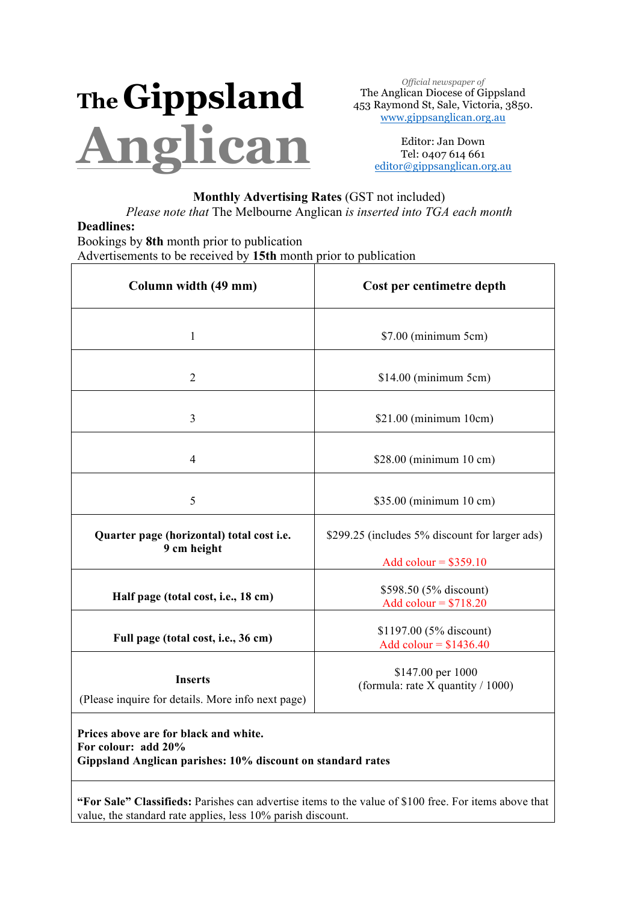# The Gippsland Anglican

*Official newspaper of*
The Anglican Diocese of Gippsland
453 Raymond St, Sale, Victoria, 3850.
www.gippsanglican.org.au

Editor: Jan Down
Tel: 0407 614 661
editor@gippsanglican.org.au

**Monthly Advertising Rates** (GST not included)

*Please note that* The Melbourne Anglican *is inserted into TGA each month*

**Deadlines:**
Bookings by **8th** month prior to publication
Advertisements to be received by **15th** month prior to publication

| **Column width (49 mm)** | **Cost per centimetre depth** |
|---|---|
| 1 | $7.00 (minimum 5cm) |
| 2 | $14.00 (minimum 5cm) |
| 3 | $21.00 (minimum 10cm) |
| 4 | $28.00 (minimum 10 cm) |
| 5 | $35.00 (minimum 10 cm) |
| **Quarter page (horizontal) total cost i.e. 9 cm height** | $299.25 (includes 5% discount for larger ads) Add colour = $359.10 |
| **Half page (total cost, i.e., 18 cm)** | $598.50 (5% discount) Add colour = $718.20 |
| **Full page (total cost, i.e., 36 cm)** | $1197.00 (5% discount) Add colour = $1436.40 |
| **Inserts** (Please inquire for details. More info next page) | $147.00 per 1000 (formula: rate X quantity / 1000) |

**Prices above are for black and white.**
**For colour: add 20%**
**Gippsland Anglican parishes: 10% discount on standard rates**

**"For Sale" Classifieds:** Parishes can advertise items to the value of $100 free. For items above that value, the standard rate applies, less 10% parish discount.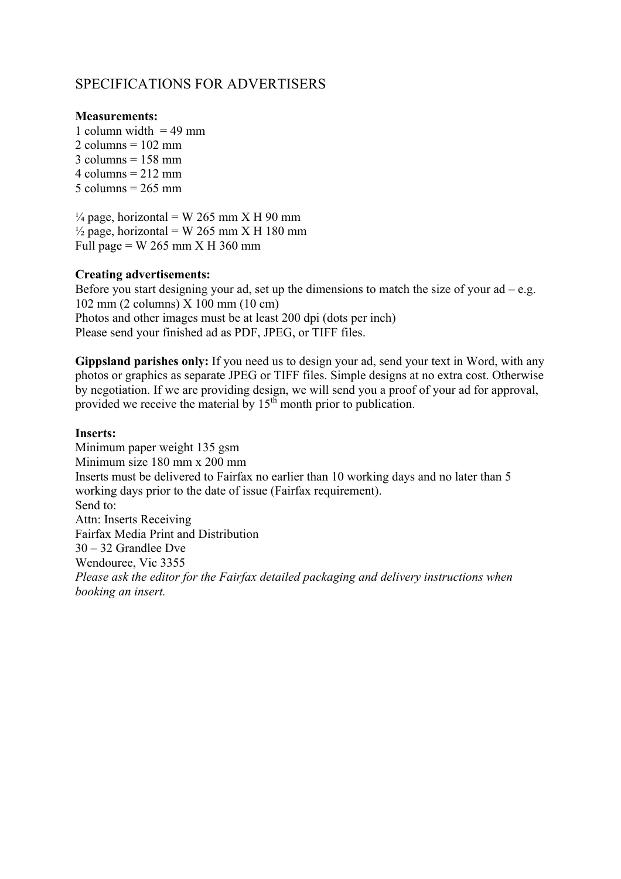# SPECIFICATIONS FOR ADVERTISERS

**Measurements:**
1 column width = 49 mm
2 columns = 102 mm
3 columns = 158 mm
4 columns = 212 mm
5 columns = 265 mm

¼ page, horizontal = W 265 mm X H 90 mm
½ page, horizontal = W 265 mm X H 180 mm
Full page = W 265 mm X H 360 mm

**Creating advertisements:**
Before you start designing your ad, set up the dimensions to match the size of your ad – e.g. 102 mm (2 columns) X 100 mm (10 cm)
Photos and other images must be at least 200 dpi (dots per inch)
Please send your finished ad as PDF, JPEG, or TIFF files.

**Gippsland parishes only:** If you need us to design your ad, send your text in Word, with any photos or graphics as separate JPEG or TIFF files. Simple designs at no extra cost. Otherwise by negotiation. If we are providing design, we will send you a proof of your ad for approval, provided we receive the material by 15th month prior to publication.

**Inserts:**
Minimum paper weight 135 gsm
Minimum size 180 mm x 200 mm
Inserts must be delivered to Fairfax no earlier than 10 working days and no later than 5 working days prior to the date of issue (Fairfax requirement).
Send to:
Attn: Inserts Receiving
Fairfax Media Print and Distribution
30 – 32 Grandlee Dve
Wendouree, Vic 3355
*Please ask the editor for the Fairfax detailed packaging and delivery instructions when booking an insert.*